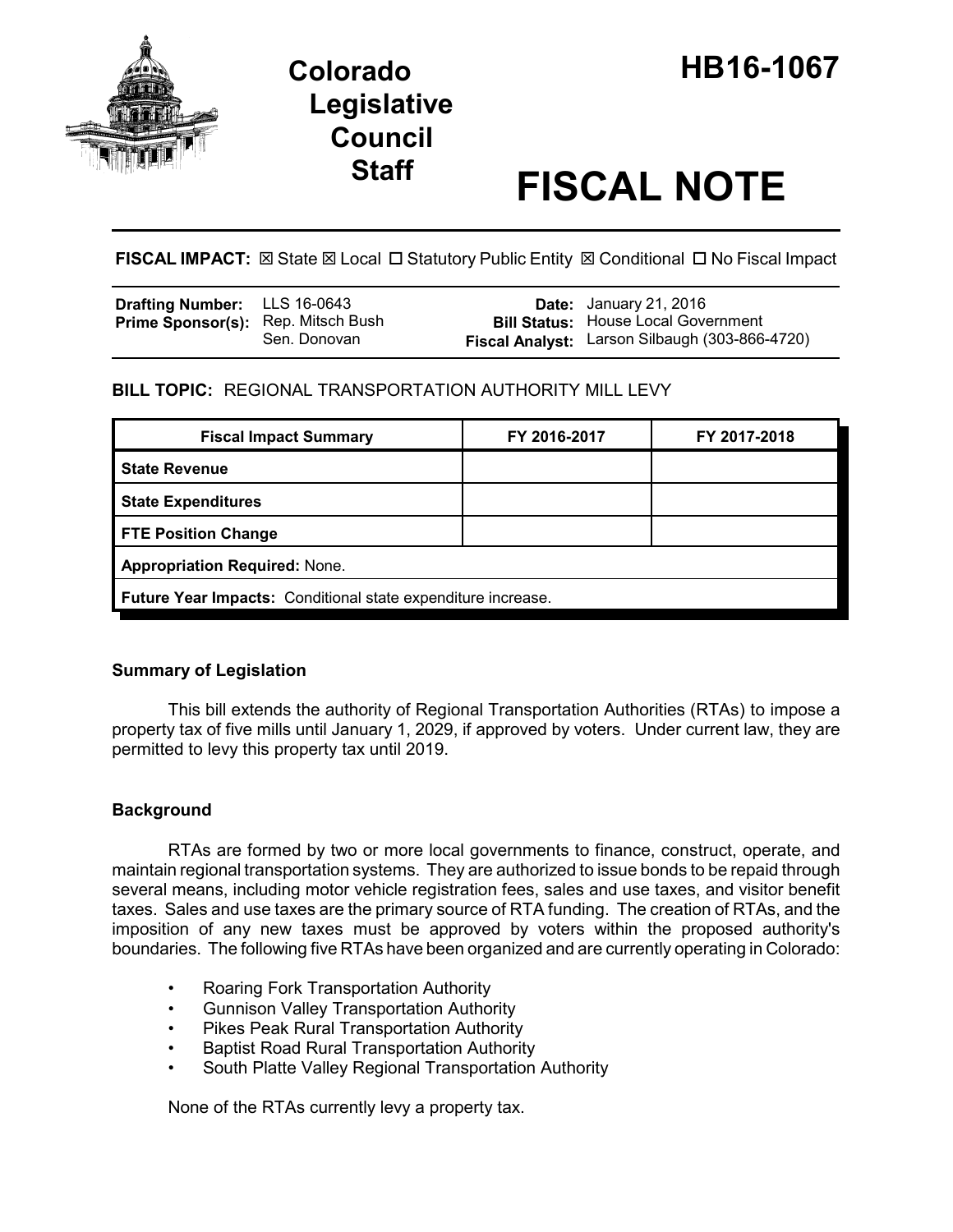# Colorado Legislative Council Staff

# HB16-1067

# FISCAL NOTE

**FISCAL IMPACT:** ☒ State ☒ Local ☐ Statutory Public Entity ☒ Conditional ☐ No Fiscal Impact

| | | | |
|---|---|---|---|
| **Drafting Number:** | LLS 16-0643 | **Date:** | January 21, 2016 |
| **Prime Sponsor(s):** | Rep. Mitsch Bush<br>Sen. Donovan | **Bill Status:** | House Local Government |
| | | **Fiscal Analyst:** | Larson Silbaugh (303-866-4720) |

**BILL TOPIC:** REGIONAL TRANSPORTATION AUTHORITY MILL LEVY

| Fiscal Impact Summary | FY 2016-2017 | FY 2017-2018 |
|---|---|---|
| **State Revenue** | | |
| **State Expenditures** | | |
| **FTE Position Change** | | |
| **Appropriation Required:** None. | | |
| **Future Year Impacts:** Conditional state expenditure increase. | | |

## Summary of Legislation

This bill extends the authority of Regional Transportation Authorities (RTAs) to impose a property tax of five mills until January 1, 2029, if approved by voters. Under current law, they are permitted to levy this property tax until 2019.

## Background

RTAs are formed by two or more local governments to finance, construct, operate, and maintain regional transportation systems. They are authorized to issue bonds to be repaid through several means, including motor vehicle registration fees, sales and use taxes, and visitor benefit taxes. Sales and use taxes are the primary source of RTA funding. The creation of RTAs, and the imposition of any new taxes must be approved by voters within the proposed authority's boundaries. The following five RTAs have been organized and are currently operating in Colorado:

- Roaring Fork Transportation Authority
- Gunnison Valley Transportation Authority
- Pikes Peak Rural Transportation Authority
- Baptist Road Rural Transportation Authority
- South Platte Valley Regional Transportation Authority

None of the RTAs currently levy a property tax.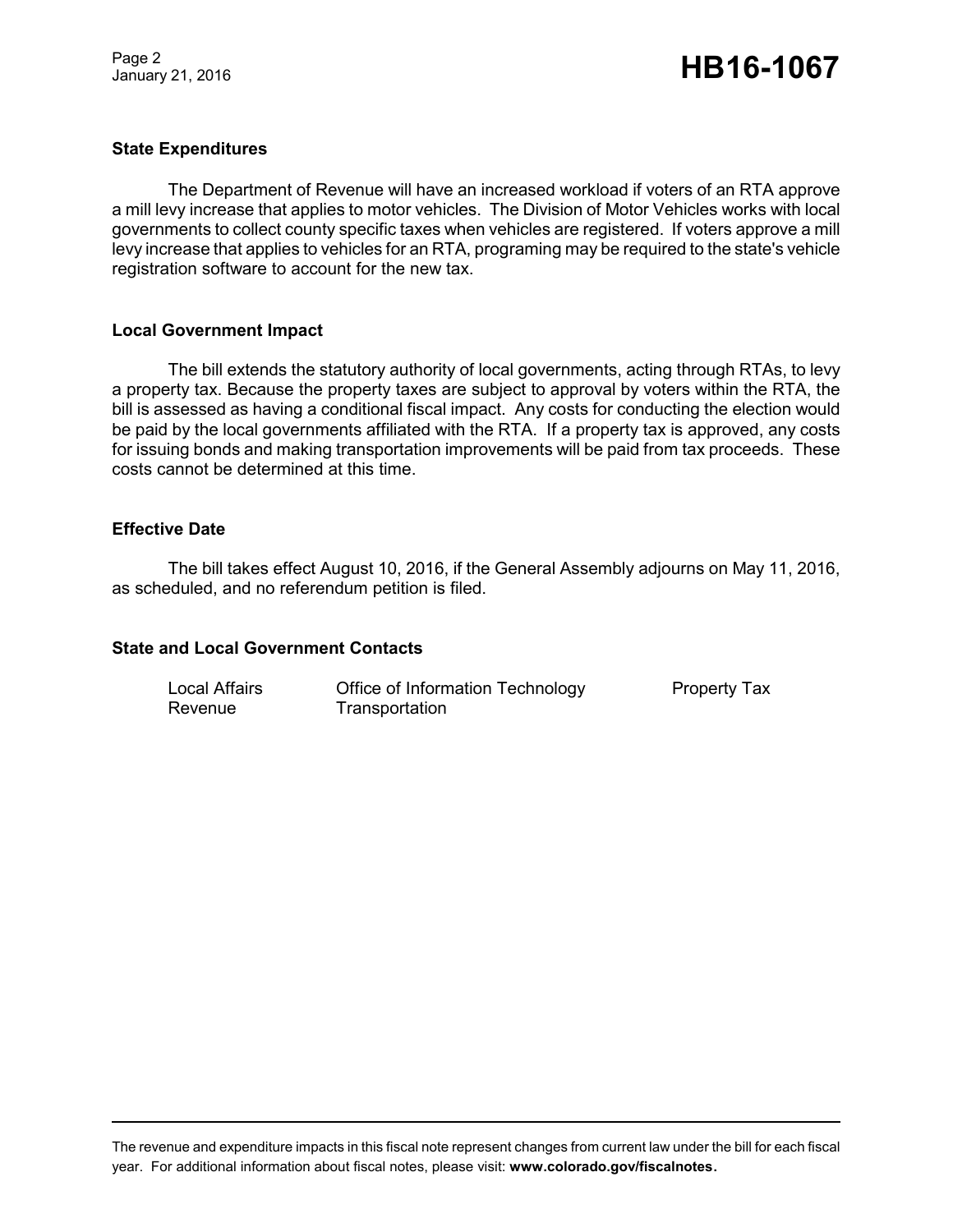## State Expenditures

The Department of Revenue will have an increased workload if voters of an RTA approve a mill levy increase that applies to motor vehicles. The Division of Motor Vehicles works with local governments to collect county specific taxes when vehicles are registered. If voters approve a mill levy increase that applies to vehicles for an RTA, programing may be required to the state's vehicle registration software to account for the new tax.

## Local Government Impact

The bill extends the statutory authority of local governments, acting through RTAs, to levy a property tax. Because the property taxes are subject to approval by voters within the RTA, the bill is assessed as having a conditional fiscal impact. Any costs for conducting the election would be paid by the local governments affiliated with the RTA. If a property tax is approved, any costs for issuing bonds and making transportation improvements will be paid from tax proceeds. These costs cannot be determined at this time.

## Effective Date

The bill takes effect August 10, 2016, if the General Assembly adjourns on May 11, 2016, as scheduled, and no referendum petition is filed.

## State and Local Government Contacts

| | | |
|---|---|---|
| Local Affairs | Office of Information Technology | Property Tax |
| Revenue | Transportation | |

The revenue and expenditure impacts in this fiscal note represent changes from current law under the bill for each fiscal year. For additional information about fiscal notes, please visit: **www.colorado.gov/fiscalnotes.**